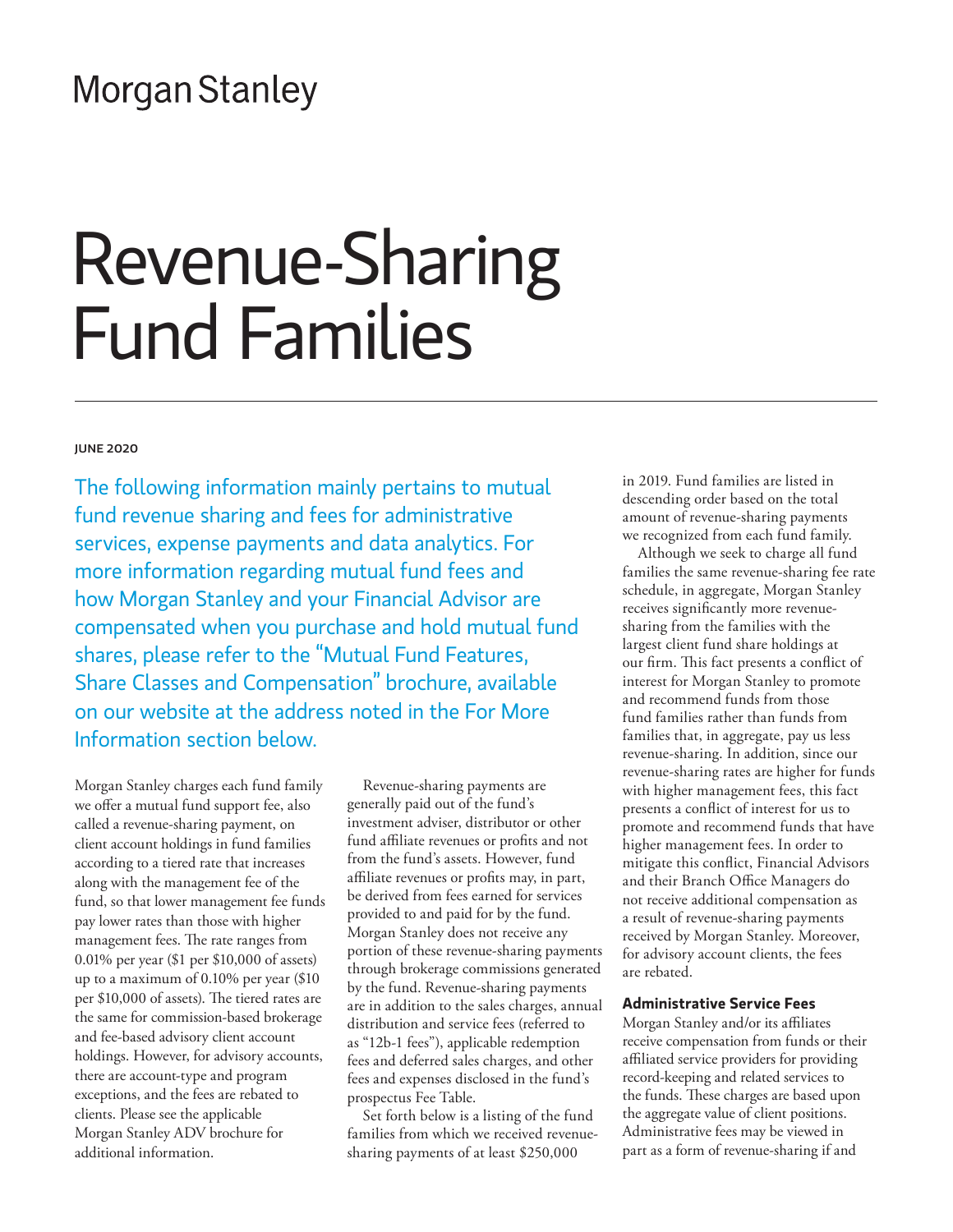Morgan Stanley

# Revenue-Sharing Fund Families

**JUNE 2020**

The following information mainly pertains to mutual fund revenue sharing and fees for administrative services, expense payments and data analytics. For more information regarding mutual fund fees and how Morgan Stanley and your Financial Advisor are compensated when you purchase and hold mutual fund shares, please refer to the "Mutual Fund Features, Share Classes and Compensation" brochure, available on our website at the address noted in the For More Information section below.

Morgan Stanley charges each fund family we offer a mutual fund support fee, also called a revenue-sharing payment, on client account holdings in fund families according to a tiered rate that increases along with the management fee of the fund, so that lower management fee funds pay lower rates than those with higher management fees. The rate ranges from 0.01% per year ($1 per $10,000 of assets) up to a maximum of 0.10% per year ($10 per $10,000 of assets). The tiered rates are the same for commission-based brokerage and fee-based advisory client account holdings. However, for advisory accounts, there are account-type and program exceptions, and the fees are rebated to clients. Please see the applicable Morgan Stanley ADV brochure for additional information.

Revenue-sharing payments are generally paid out of the fund's investment adviser, distributor or other fund affiliate revenues or profits and not from the fund's assets. However, fund affiliate revenues or profits may, in part, be derived from fees earned for services provided to and paid for by the fund. Morgan Stanley does not receive any portion of these revenue-sharing payments through brokerage commissions generated by the fund. Revenue-sharing payments are in addition to the sales charges, annual distribution and service fees (referred to as "12b-1 fees"), applicable redemption fees and deferred sales charges, and other fees and expenses disclosed in the fund's prospectus Fee Table.

Set forth below is a listing of the fund families from which we received revenue-sharing payments of at least $250,000 in 2019. Fund families are listed in descending order based on the total amount of revenue-sharing payments we recognized from each fund family.

Although we seek to charge all fund families the same revenue-sharing fee rate schedule, in aggregate, Morgan Stanley receives significantly more revenue-sharing from the families with the largest client fund share holdings at our firm. This fact presents a conflict of interest for Morgan Stanley to promote and recommend funds from those fund families rather than funds from families that, in aggregate, pay us less revenue-sharing. In addition, since our revenue-sharing rates are higher for funds with higher management fees, this fact presents a conflict of interest for us to promote and recommend funds that have higher management fees. In order to mitigate this conflict, Financial Advisors and their Branch Office Managers do not receive additional compensation as a result of revenue-sharing payments received by Morgan Stanley. Moreover, for advisory account clients, the fees are rebated.

### Administrative Service Fees

Morgan Stanley and/or its affiliates receive compensation from funds or their affiliated service providers for providing record-keeping and related services to the funds. These charges are based upon the aggregate value of client positions. Administrative fees may be viewed in part as a form of revenue-sharing if and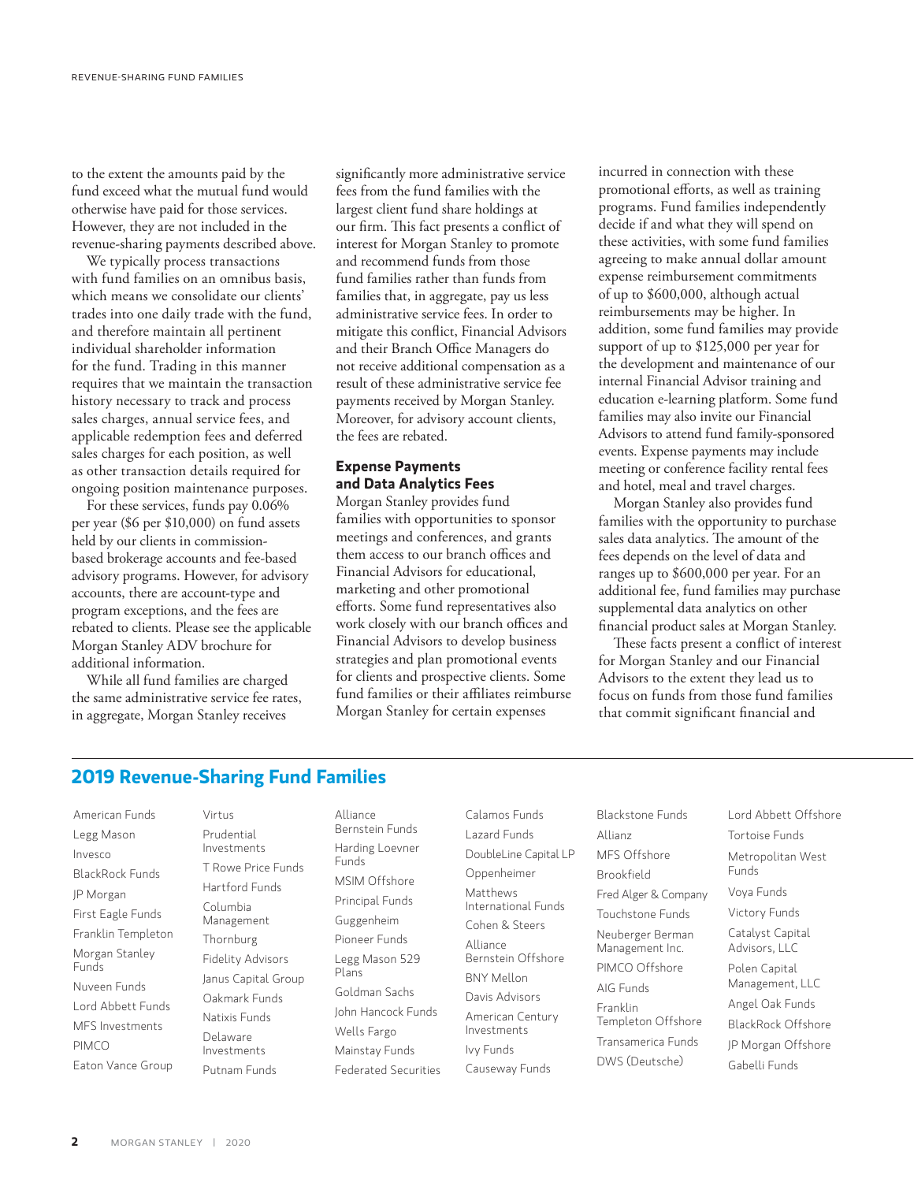to the extent the amounts paid by the fund exceed what the mutual fund would otherwise have paid for those services. However, they are not included in the revenue-sharing payments described above.

We typically process transactions with fund families on an omnibus basis, which means we consolidate our clients' trades into one daily trade with the fund, and therefore maintain all pertinent individual shareholder information for the fund. Trading in this manner requires that we maintain the transaction history necessary to track and process sales charges, annual service fees, and applicable redemption fees and deferred sales charges for each position, as well as other transaction details required for ongoing position maintenance purposes.

For these services, funds pay 0.06% per year ($6 per $10,000) on fund assets held by our clients in commission-based brokerage accounts and fee-based advisory programs. However, for advisory accounts, there are account-type and program exceptions, and the fees are rebated to clients. Please see the applicable Morgan Stanley ADV brochure for additional information.

While all fund families are charged the same administrative service fee rates, in aggregate, Morgan Stanley receives significantly more administrative service fees from the fund families with the largest client fund share holdings at our firm. This fact presents a conflict of interest for Morgan Stanley to promote and recommend funds from those fund families rather than funds from families that, in aggregate, pay us less administrative service fees. In order to mitigate this conflict, Financial Advisors and their Branch Office Managers do not receive additional compensation as a result of these administrative service fee payments received by Morgan Stanley. Moreover, for advisory account clients, the fees are rebated.

### Expense Payments and Data Analytics Fees

Morgan Stanley provides fund families with opportunities to sponsor meetings and conferences, and grants them access to our branch offices and Financial Advisors for educational, marketing and other promotional efforts. Some fund representatives also work closely with our branch offices and Financial Advisors to develop business strategies and plan promotional events for clients and prospective clients. Some fund families or their affiliates reimburse Morgan Stanley for certain expenses incurred in connection with these promotional efforts, as well as training programs. Fund families independently decide if and what they will spend on these activities, with some fund families agreeing to make annual dollar amount expense reimbursement commitments of up to $600,000, although actual reimbursements may be higher. In addition, some fund families may provide support of up to $125,000 per year for the development and maintenance of our internal Financial Advisor training and education e-learning platform. Some fund families may also invite our Financial Advisors to attend fund family-sponsored events. Expense payments may include meeting or conference facility rental fees and hotel, meal and travel charges.

Morgan Stanley also provides fund families with the opportunity to purchase sales data analytics. The amount of the fees depends on the level of data and ranges up to $600,000 per year. For an additional fee, fund families may purchase supplemental data analytics on other financial product sales at Morgan Stanley.

These facts present a conflict of interest for Morgan Stanley and our Financial Advisors to the extent they lead us to focus on funds from those fund families that commit significant financial and

## 2019 Revenue-Sharing Fund Families

- American Funds
- Legg Mason
- Invesco
- BlackRock Funds
- JP Morgan
- First Eagle Funds
- Franklin Templeton
- Morgan Stanley Funds
- Nuveen Funds
- Lord Abbett Funds
- MFS Investments
- PIMCO
- Eaton Vance Group
- Virtus
- Prudential Investments
- T Rowe Price Funds
- Hartford Funds
- Columbia Management
- Thornburg
- Fidelity Advisors
- Janus Capital Group
- Oakmark Funds
- Natixis Funds
- Delaware Investments
- Putnam Funds
- Alliance Bernstein Funds
- Harding Loevner Funds
- MSIM Offshore
- Principal Funds
- Guggenheim
- Pioneer Funds
- Legg Mason 529 Plans
- Goldman Sachs
- John Hancock Funds
- Wells Fargo
- Mainstay Funds
- Federated Securities
- Calamos Funds
- Lazard Funds
- DoubleLine Capital LP
- Oppenheimer
- Matthews International Funds
- Cohen & Steers
- Alliance Bernstein Offshore
- BNY Mellon
- Davis Advisors
- American Century Investments
- Ivy Funds
- Causeway Funds
- Blackstone Funds
- Allianz
- MFS Offshore
- Brookfield
- Fred Alger & Company
- Touchstone Funds
- Neuberger Berman Management Inc.
- PIMCO Offshore
- AIG Funds
- Franklin Templeton Offshore
- Transamerica Funds
- DWS (Deutsche)
- Lord Abbett Offshore
- Tortoise Funds
- Metropolitan West Funds
- Voya Funds
- Victory Funds
- Catalyst Capital Advisors, LLC
- Polen Capital Management, LLC
- Angel Oak Funds
- BlackRock Offshore
- JP Morgan Offshore
- Gabelli Funds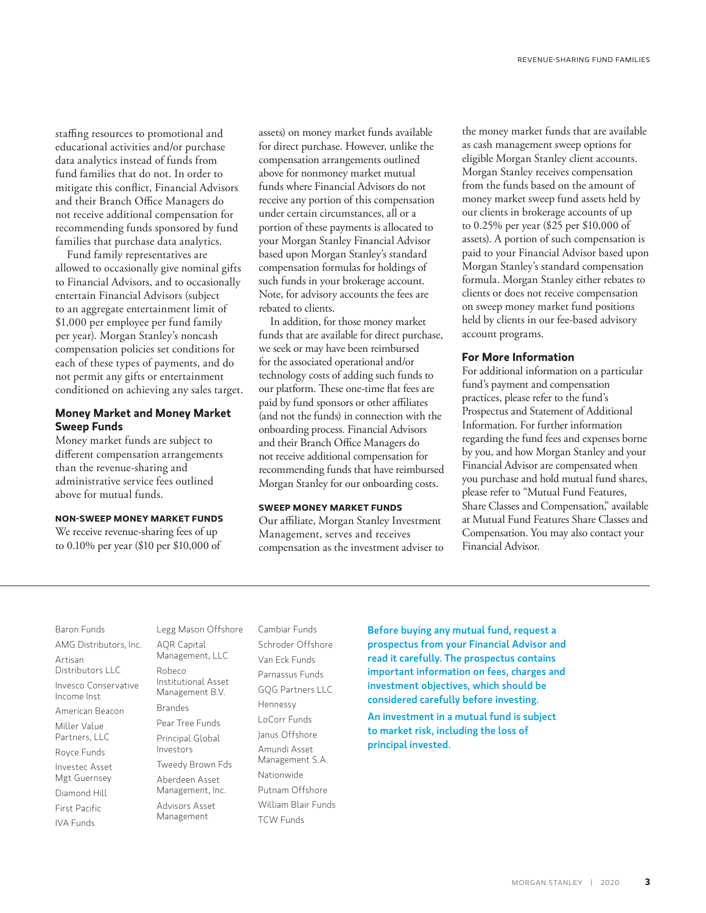staffing resources to promotional and educational activities and/or purchase data analytics instead of funds from fund families that do not. In order to mitigate this conflict, Financial Advisors and their Branch Office Managers do not receive additional compensation for recommending funds sponsored by fund families that purchase data analytics.

Fund family representatives are allowed to occasionally give nominal gifts to Financial Advisors, and to occasionally entertain Financial Advisors (subject to an aggregate entertainment limit of $1,000 per employee per fund family per year). Morgan Stanley's noncash compensation policies set conditions for each of these types of payments, and do not permit any gifts or entertainment conditioned on achieving any sales target.

## Money Market and Money Market Sweep Funds

Money market funds are subject to different compensation arrangements than the revenue-sharing and administrative service fees outlined above for mutual funds.

### NON-SWEEP MONEY MARKET FUNDS

We receive revenue-sharing fees of up to 0.10% per year ($10 per $10,000 of assets) on money market funds available for direct purchase. However, unlike the compensation arrangements outlined above for nonmoney market mutual funds where Financial Advisors do not receive any portion of this compensation under certain circumstances, all or a portion of these payments is allocated to your Morgan Stanley Financial Advisor based upon Morgan Stanley's standard compensation formulas for holdings of such funds in your brokerage account. Note, for advisory accounts the fees are rebated to clients.

In addition, for those money market funds that are available for direct purchase, we seek or may have been reimbursed for the associated operational and/or technology costs of adding such funds to our platform. These one-time flat fees are paid by fund sponsors or other affiliates (and not the funds) in connection with the onboarding process. Financial Advisors and their Branch Office Managers do not receive additional compensation for recommending funds that have reimbursed Morgan Stanley for our onboarding costs.

### SWEEP MONEY MARKET FUNDS

Our affiliate, Morgan Stanley Investment Management, serves and receives compensation as the investment adviser to the money market funds that are available as cash management sweep options for eligible Morgan Stanley client accounts. Morgan Stanley receives compensation from the funds based on the amount of money market sweep fund assets held by our clients in brokerage accounts of up to 0.25% per year ($25 per $10,000 of assets). A portion of such compensation is paid to your Financial Advisor based upon Morgan Stanley's standard compensation formula. Morgan Stanley either rebates to clients or does not receive compensation on sweep money market fund positions held by clients in our fee-based advisory account programs.

## For More Information

For additional information on a particular fund's payment and compensation practices, please refer to the fund's Prospectus and Statement of Additional Information. For further information regarding the fund fees and expenses borne by you, and how Morgan Stanley and your Financial Advisor are compensated when you purchase and hold mutual fund shares, please refer to "Mutual Fund Features, Share Classes and Compensation," available at Mutual Fund Features Share Classes and Compensation. You may also contact your Financial Advisor.

---

- Baron Funds
- AMG Distributors, Inc.
- Artisan Distributors LLC
- Invesco Conservative Income Inst
- American Beacon
- Miller Value Partners, LLC
- Royce Funds
- Investec Asset Mgt Guernsey
- Diamond Hill
- First Pacific
- IVA Funds
- Legg Mason Offshore
- AQR Capital Management, LLC
- Robeco Institutional Asset Management B.V.
- Brandes
- Pear Tree Funds
- Principal Global Investors
- Tweedy Brown Fds
- Aberdeen Asset Management, Inc.
- Advisors Asset Management
- Cambiar Funds
- Schroder Offshore
- Van Eck Funds
- Parnassus Funds
- GQG Partners LLC
- Hennessy
- LoCorr Funds
- Janus Offshore
- Amundi Asset Management S.A.
- Nationwide
- Putnam Offshore
- William Blair Funds
- TCW Funds

**Before buying any mutual fund, request a prospectus from your Financial Advisor and read it carefully. The prospectus contains important information on fees, charges and investment objectives, which should be considered carefully before investing.**

**An investment in a mutual fund is subject to market risk, including the loss of principal invested.**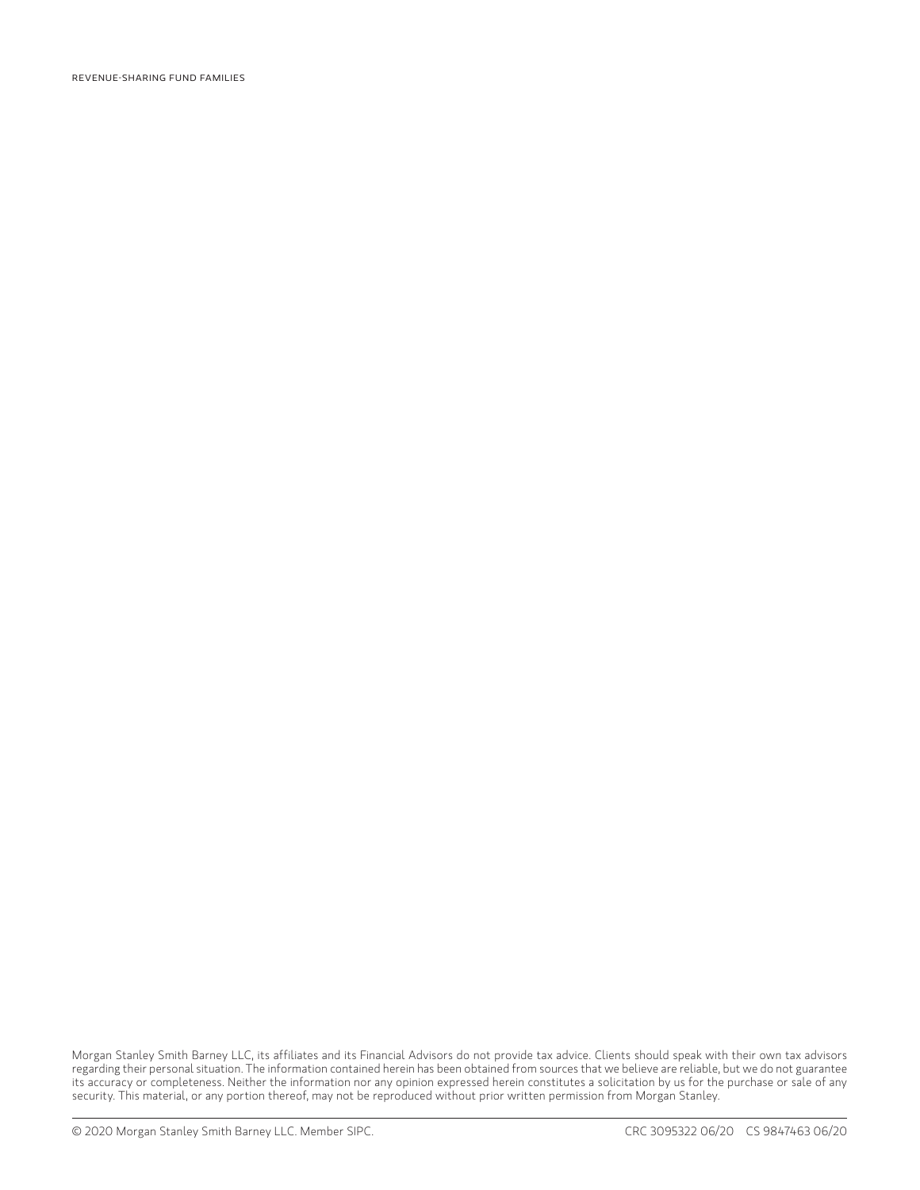Morgan Stanley Smith Barney LLC, its affiliates and its Financial Advisors do not provide tax advice. Clients should speak with their own tax advisors regarding their personal situation. The information contained herein has been obtained from sources that we believe are reliable, but we do not guarantee its accuracy or completeness. Neither the information nor any opinion expressed herein constitutes a solicitation by us for the purchase or sale of any security. This material, or any portion thereof, may not be reproduced without prior written permission from Morgan Stanley.

© 2020 Morgan Stanley Smith Barney LLC. Member SIPC.

CRC 3095322 06/20 CS 9847463 06/20